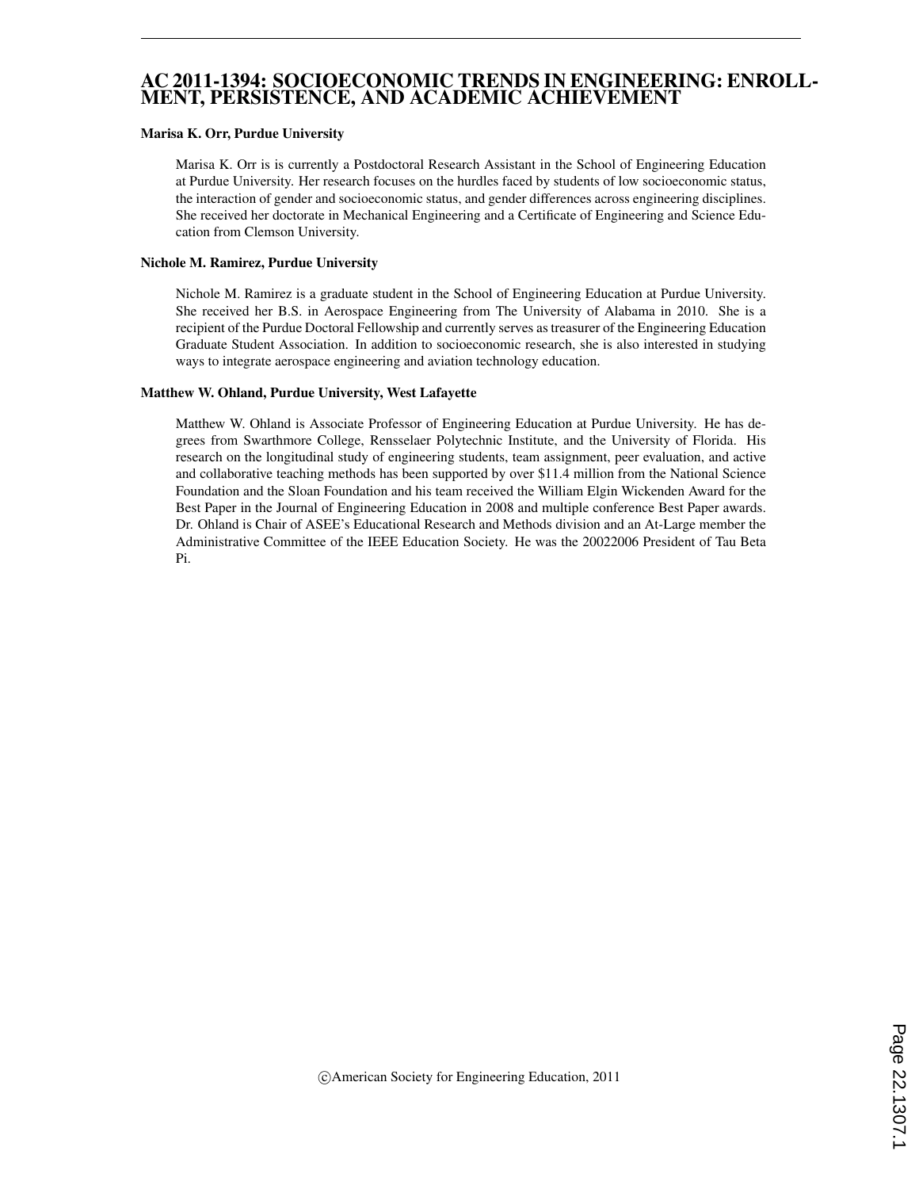# AC 2011-1394: SOCIOECONOMIC TRENDS IN ENGINEERING: ENROLLMENT, PERSISTENCE, AND ACADEMIC ACHIEVEMENT

### Marisa K. Orr, Purdue University

Marisa K. Orr is is currently a Postdoctoral Research Assistant in the School of Engineering Education at Purdue University. Her research focuses on the hurdles faced by students of low socioeconomic status, the interaction of gender and socioeconomic status, and gender differences across engineering disciplines. She received her doctorate in Mechanical Engineering and a Certificate of Engineering and Science Education from Clemson University.

### Nichole M. Ramirez, Purdue University

Nichole M. Ramirez is a graduate student in the School of Engineering Education at Purdue University. She received her B.S. in Aerospace Engineering from The University of Alabama in 2010. She is a recipient of the Purdue Doctoral Fellowship and currently serves as treasurer of the Engineering Education Graduate Student Association. In addition to socioeconomic research, she is also interested in studying ways to integrate aerospace engineering and aviation technology education.

### Matthew W. Ohland, Purdue University, West Lafayette

Matthew W. Ohland is Associate Professor of Engineering Education at Purdue University. He has degrees from Swarthmore College, Rensselaer Polytechnic Institute, and the University of Florida. His research on the longitudinal study of engineering students, team assignment, peer evaluation, and active and collaborative teaching methods has been supported by over $11.4 million from the National Science Foundation and the Sloan Foundation and his team received the William Elgin Wickenden Award for the Best Paper in the Journal of Engineering Education in 2008 and multiple conference Best Paper awards. Dr. Ohland is Chair of ASEE's Educational Research and Methods division and an At-Large member the Administrative Committee of the IEEE Education Society. He was the 20022006 President of Tau Beta Pi.

©American Society for Engineering Education, 2011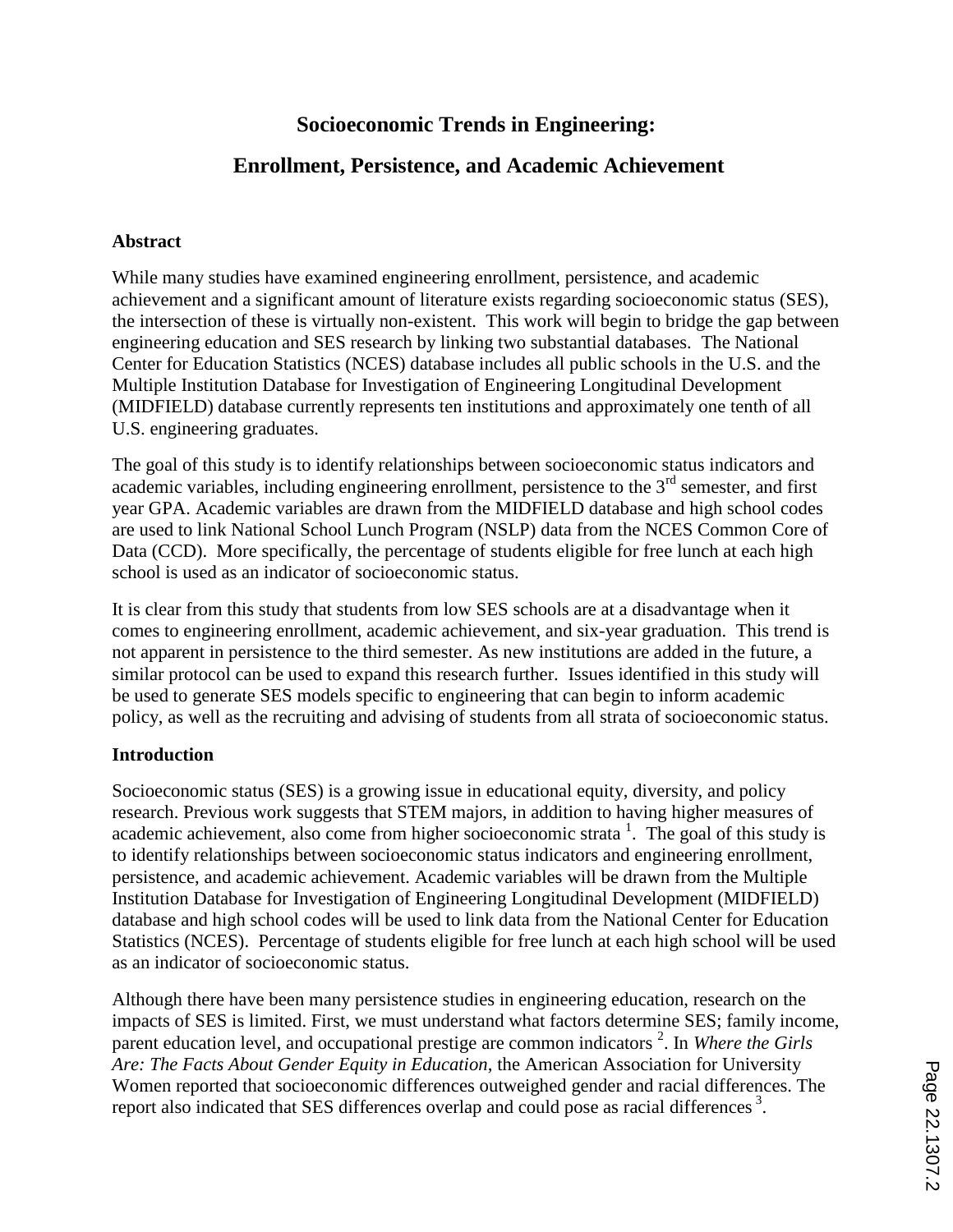# Socioeconomic Trends in Engineering:

# Enrollment, Persistence, and Academic Achievement

## Abstract

While many studies have examined engineering enrollment, persistence, and academic achievement and a significant amount of literature exists regarding socioeconomic status (SES), the intersection of these is virtually non-existent. This work will begin to bridge the gap between engineering education and SES research by linking two substantial databases. The National Center for Education Statistics (NCES) database includes all public schools in the U.S. and the Multiple Institution Database for Investigation of Engineering Longitudinal Development (MIDFIELD) database currently represents ten institutions and approximately one tenth of all U.S. engineering graduates.

The goal of this study is to identify relationships between socioeconomic status indicators and academic variables, including engineering enrollment, persistence to the 3rd semester, and first year GPA. Academic variables are drawn from the MIDFIELD database and high school codes are used to link National School Lunch Program (NSLP) data from the NCES Common Core of Data (CCD). More specifically, the percentage of students eligible for free lunch at each high school is used as an indicator of socioeconomic status.

It is clear from this study that students from low SES schools are at a disadvantage when it comes to engineering enrollment, academic achievement, and six-year graduation. This trend is not apparent in persistence to the third semester. As new institutions are added in the future, a similar protocol can be used to expand this research further. Issues identified in this study will be used to generate SES models specific to engineering that can begin to inform academic policy, as well as the recruiting and advising of students from all strata of socioeconomic status.

## Introduction

Socioeconomic status (SES) is a growing issue in educational equity, diversity, and policy research. Previous work suggests that STEM majors, in addition to having higher measures of academic achievement, also come from higher socioeconomic strata [1]. The goal of this study is to identify relationships between socioeconomic status indicators and engineering enrollment, persistence, and academic achievement. Academic variables will be drawn from the Multiple Institution Database for Investigation of Engineering Longitudinal Development (MIDFIELD) database and high school codes will be used to link data from the National Center for Education Statistics (NCES). Percentage of students eligible for free lunch at each high school will be used as an indicator of socioeconomic status.

Although there have been many persistence studies in engineering education, research on the impacts of SES is limited. First, we must understand what factors determine SES; family income, parent education level, and occupational prestige are common indicators [2]. In *Where the Girls Are: The Facts About Gender Equity in Education*, the American Association for University Women reported that socioeconomic differences outweighed gender and racial differences. The report also indicated that SES differences overlap and could pose as racial differences [3].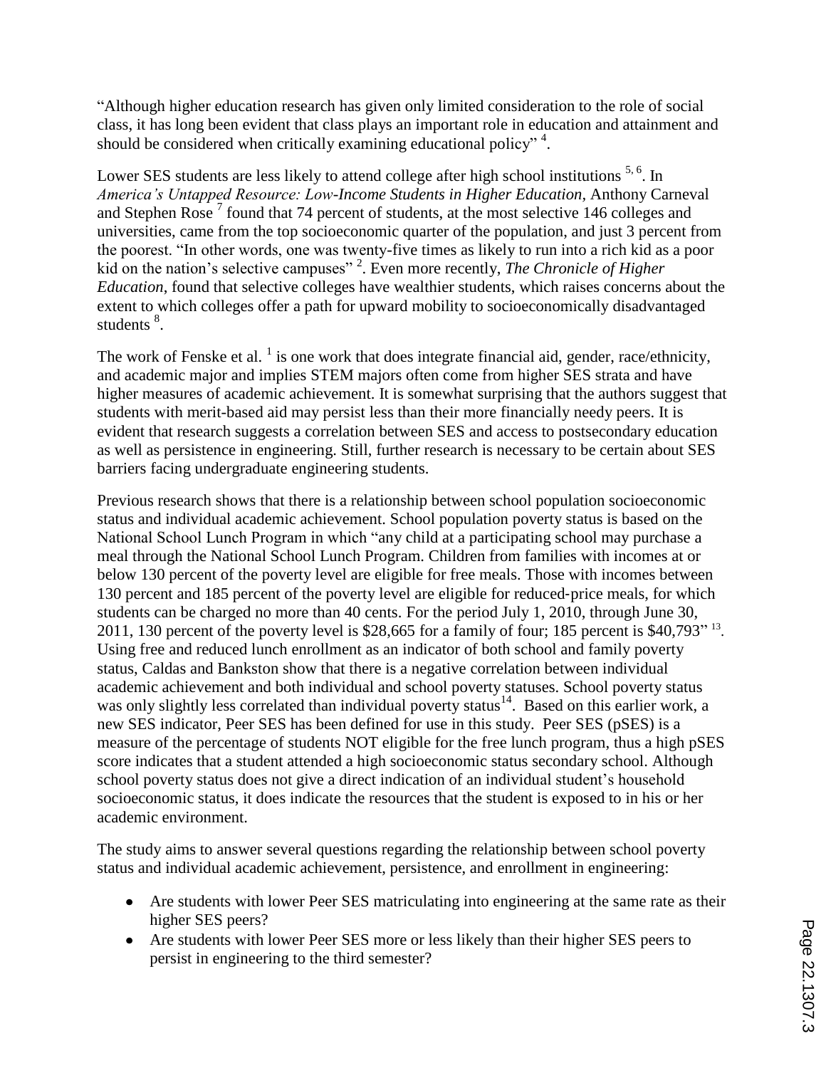"Although higher education research has given only limited consideration to the role of social class, it has long been evident that class plays an important role in education and attainment and should be considered when critically examining educational policy" [4].

Lower SES students are less likely to attend college after high school institutions [5, 6]. In *America's Untapped Resource: Low-Income Students in Higher Education,* Anthony Carneval and Stephen Rose [7] found that 74 percent of students, at the most selective 146 colleges and universities, came from the top socioeconomic quarter of the population, and just 3 percent from the poorest. "In other words, one was twenty-five times as likely to run into a rich kid as a poor kid on the nation's selective campuses" [2]. Even more recently, *The Chronicle of Higher Education*, found that selective colleges have wealthier students, which raises concerns about the extent to which colleges offer a path for upward mobility to socioeconomically disadvantaged students [8].

The work of Fenske et al. [1] is one work that does integrate financial aid, gender, race/ethnicity, and academic major and implies STEM majors often come from higher SES strata and have higher measures of academic achievement. It is somewhat surprising that the authors suggest that students with merit-based aid may persist less than their more financially needy peers. It is evident that research suggests a correlation between SES and access to postsecondary education as well as persistence in engineering. Still, further research is necessary to be certain about SES barriers facing undergraduate engineering students.

Previous research shows that there is a relationship between school population socioeconomic status and individual academic achievement. School population poverty status is based on the National School Lunch Program in which "any child at a participating school may purchase a meal through the National School Lunch Program. Children from families with incomes at or below 130 percent of the poverty level are eligible for free meals. Those with incomes between 130 percent and 185 percent of the poverty level are eligible for reduced-price meals, for which students can be charged no more than 40 cents. For the period July 1, 2010, through June 30, 2011, 130 percent of the poverty level is $28,665 for a family of four; 185 percent is $40,793" [13]. Using free and reduced lunch enrollment as an indicator of both school and family poverty status, Caldas and Bankston show that there is a negative correlation between individual academic achievement and both individual and school poverty statuses. School poverty status was only slightly less correlated than individual poverty status[14]. Based on this earlier work, a new SES indicator, Peer SES has been defined for use in this study. Peer SES (pSES) is a measure of the percentage of students NOT eligible for the free lunch program, thus a high pSES score indicates that a student attended a high socioeconomic status secondary school. Although school poverty status does not give a direct indication of an individual student's household socioeconomic status, it does indicate the resources that the student is exposed to in his or her academic environment.

The study aims to answer several questions regarding the relationship between school poverty status and individual academic achievement, persistence, and enrollment in engineering:

- Are students with lower Peer SES matriculating into engineering at the same rate as their higher SES peers?
- Are students with lower Peer SES more or less likely than their higher SES peers to persist in engineering to the third semester?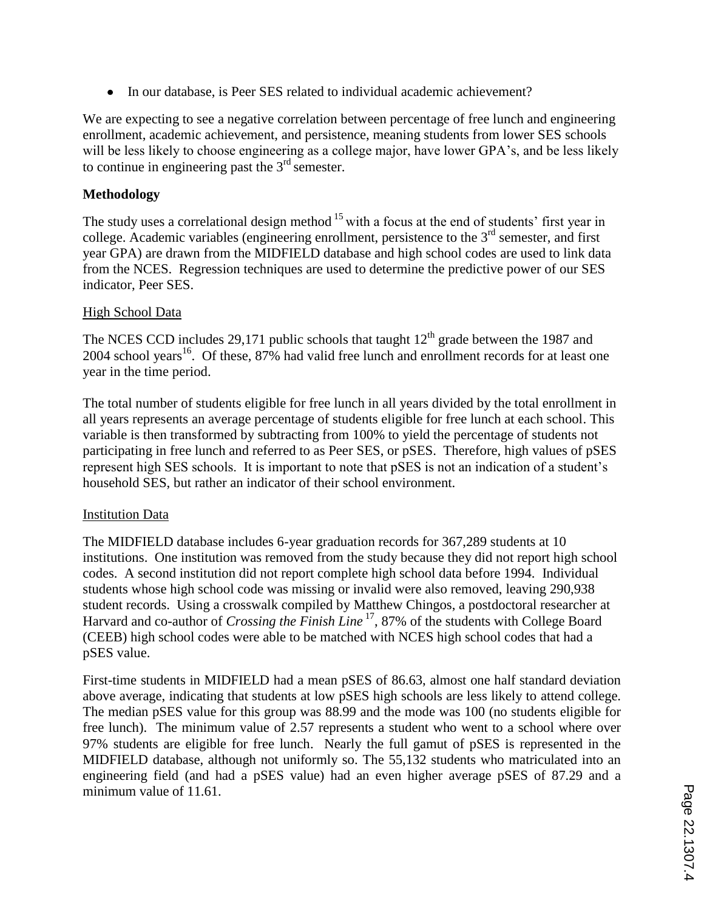- In our database, is Peer SES related to individual academic achievement?

We are expecting to see a negative correlation between percentage of free lunch and engineering enrollment, academic achievement, and persistence, meaning students from lower SES schools will be less likely to choose engineering as a college major, have lower GPA's, and be less likely to continue in engineering past the 3rd semester.

**Methodology**

The study uses a correlational design method [15] with a focus at the end of students' first year in college. Academic variables (engineering enrollment, persistence to the 3rd semester, and first year GPA) are drawn from the MIDFIELD database and high school codes are used to link data from the NCES. Regression techniques are used to determine the predictive power of our SES indicator, Peer SES.

High School Data

The NCES CCD includes 29,171 public schools that taught 12th grade between the 1987 and 2004 school years[16]. Of these, 87% had valid free lunch and enrollment records for at least one year in the time period.

The total number of students eligible for free lunch in all years divided by the total enrollment in all years represents an average percentage of students eligible for free lunch at each school. This variable is then transformed by subtracting from 100% to yield the percentage of students not participating in free lunch and referred to as Peer SES, or pSES. Therefore, high values of pSES represent high SES schools. It is important to note that pSES is not an indication of a student's household SES, but rather an indicator of their school environment.

Institution Data

The MIDFIELD database includes 6-year graduation records for 367,289 students at 10 institutions. One institution was removed from the study because they did not report high school codes. A second institution did not report complete high school data before 1994. Individual students whose high school code was missing or invalid were also removed, leaving 290,938 student records. Using a crosswalk compiled by Matthew Chingos, a postdoctoral researcher at Harvard and co-author of *Crossing the Finish Line* [17], 87% of the students with College Board (CEEB) high school codes were able to be matched with NCES high school codes that had a pSES value.

First-time students in MIDFIELD had a mean pSES of 86.63, almost one half standard deviation above average, indicating that students at low pSES high schools are less likely to attend college. The median pSES value for this group was 88.99 and the mode was 100 (no students eligible for free lunch). The minimum value of 2.57 represents a student who went to a school where over 97% students are eligible for free lunch. Nearly the full gamut of pSES is represented in the MIDFIELD database, although not uniformly so. The 55,132 students who matriculated into an engineering field (and had a pSES value) had an even higher average pSES of 87.29 and a minimum value of 11.61.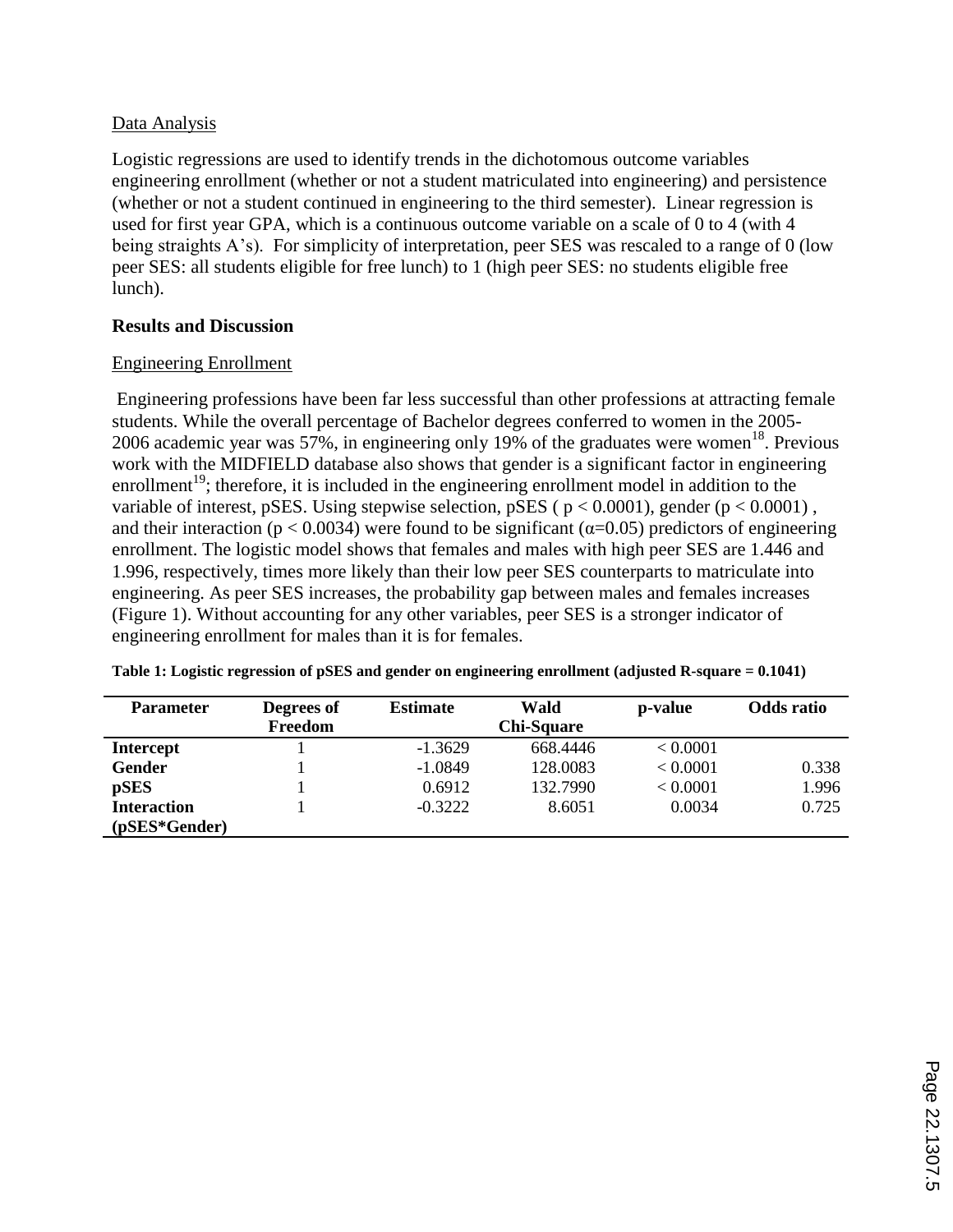Data Analysis

Logistic regressions are used to identify trends in the dichotomous outcome variables engineering enrollment (whether or not a student matriculated into engineering) and persistence (whether or not a student continued in engineering to the third semester). Linear regression is used for first year GPA, which is a continuous outcome variable on a scale of 0 to 4 (with 4 being straights A's). For simplicity of interpretation, peer SES was rescaled to a range of 0 (low peer SES: all students eligible for free lunch) to 1 (high peer SES: no students eligible free lunch).

## Results and Discussion

Engineering Enrollment

Engineering professions have been far less successful than other professions at attracting female students. While the overall percentage of Bachelor degrees conferred to women in the 2005-2006 academic year was 57%, in engineering only 19% of the graduates were women[18]. Previous work with the MIDFIELD database also shows that gender is a significant factor in engineering enrollment[19]; therefore, it is included in the engineering enrollment model in addition to the variable of interest, pSES. Using stepwise selection, pSES ( $p < 0.0001$), gender ($p < 0.0001$) , and their interaction ($p < 0.0034$) were found to be significant ($\alpha$=0.05) predictors of engineering enrollment. The logistic model shows that females and males with high peer SES are 1.446 and 1.996, respectively, times more likely than their low peer SES counterparts to matriculate into engineering. As peer SES increases, the probability gap between males and females increases (Figure 1). Without accounting for any other variables, peer SES is a stronger indicator of engineering enrollment for males than it is for females.

**Table 1: Logistic regression of pSES and gender on engineering enrollment (adjusted R-square = 0.1041)**

| Parameter | Degrees of Freedom | Estimate | Wald Chi-Square | p-value | Odds ratio |
|---|---|---|---|---|---|
| **Intercept** | 1 | -1.3629 | 668.4446 | < 0.0001 | |
| **Gender** | 1 | -1.0849 | 128.0083 | < 0.0001 | 0.338 |
| **pSES** | 1 | 0.6912 | 132.7990 | < 0.0001 | 1.996 |
| **Interaction (pSES*Gender)** | 1 | -0.3222 | 8.6051 | 0.0034 | 0.725 |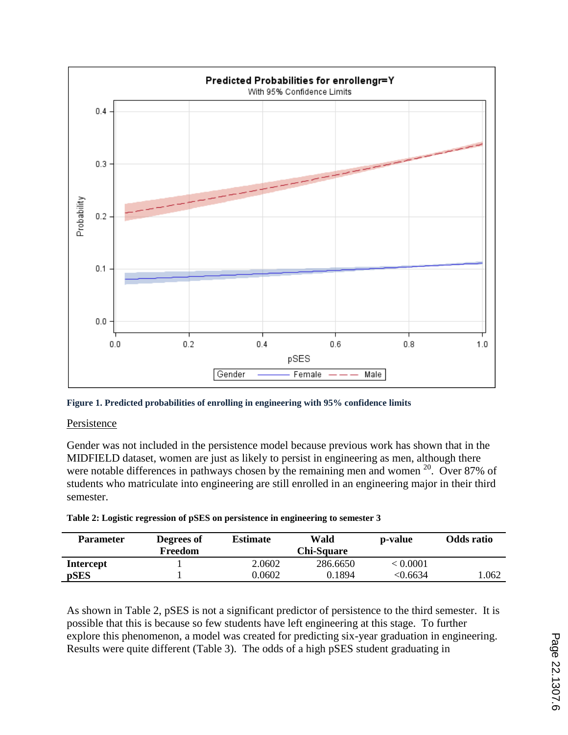Predicted Probabilities for enrollengr=Y

With 95% Confidence Limits

Probability

0.4
0.3
0.2
0.1
0.0

0.0 0.2 0.4 0.6 0.8 1.0

pSES

Gender — Female - - - Male

**Figure 1. Predicted probabilities of enrolling in engineering with 95% confidence limits**

<u>Persistence</u>

Gender was not included in the persistence model because previous work has shown that in the MIDFIELD dataset, women are just as likely to persist in engineering as men, although there were notable differences in pathways chosen by the remaining men and women [20]. Over 87% of students who matriculate into engineering are still enrolled in an engineering major in their third semester.

**Table 2: Logistic regression of pSES on persistence in engineering to semester 3**

| Parameter | Degrees of Freedom | Estimate | Wald Chi-Square | p-value | Odds ratio |
|---|---|---|---|---|---|
| **Intercept** | 1 | 2.0602 | 286.6650 | < 0.0001 | |
| **pSES** | 1 | 0.0602 | 0.1894 | <0.6634 | 1.062 |

As shown in Table 2, pSES is not a significant predictor of persistence to the third semester. It is possible that this is because so few students have left engineering at this stage. To further explore this phenomenon, a model was created for predicting six-year graduation in engineering. Results were quite different (Table 3). The odds of a high pSES student graduating in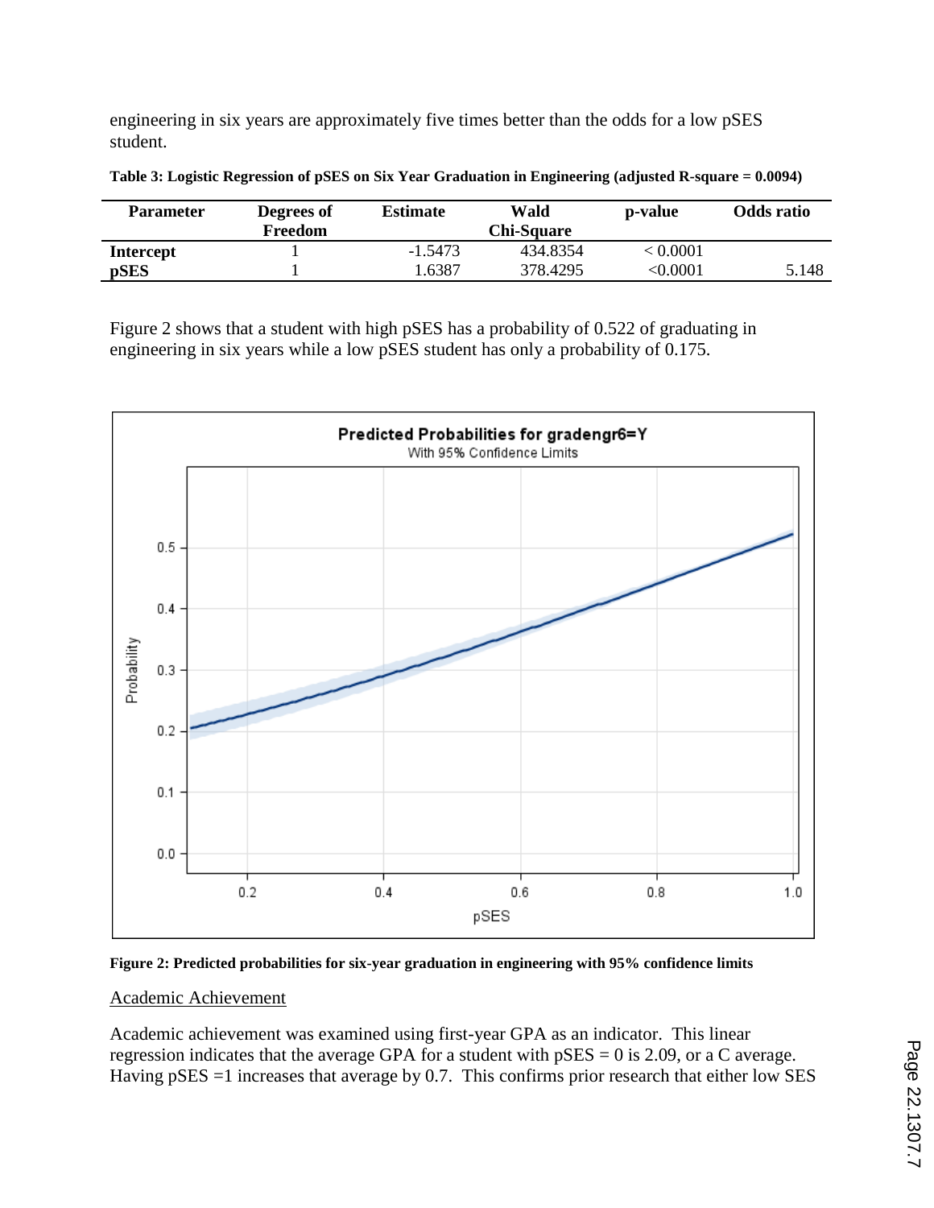engineering in six years are approximately five times better than the odds for a low pSES student.

**Table 3: Logistic Regression of pSES on Six Year Graduation in Engineering (adjusted R-square = 0.0094)**

| Parameter | Degrees of Freedom | Estimate | Wald Chi-Square | p-value | Odds ratio |
|---|---|---|---|---|---|
| **Intercept** | 1 | -1.5473 | 434.8354 | < 0.0001 | |
| **pSES** | 1 | 1.6387 | 378.4295 | <0.0001 | 5.148 |

Figure 2 shows that a student with high pSES has a probability of 0.522 of graduating in engineering in six years while a low pSES student has only a probability of 0.175.

Predicted Probabilities for gradengr6=Y
With 95% Confidence Limits
Probability
0.0
0.1
0.2
0.3
0.4
0.5
pSES
0.2
0.4
0.6
0.8
1.0

**Figure 2: Predicted probabilities for six-year graduation in engineering with 95% confidence limits**

Academic Achievement

Academic achievement was examined using first-year GPA as an indicator. This linear regression indicates that the average GPA for a student with pSES = 0 is 2.09, or a C average. Having pSES =1 increases that average by 0.7. This confirms prior research that either low SES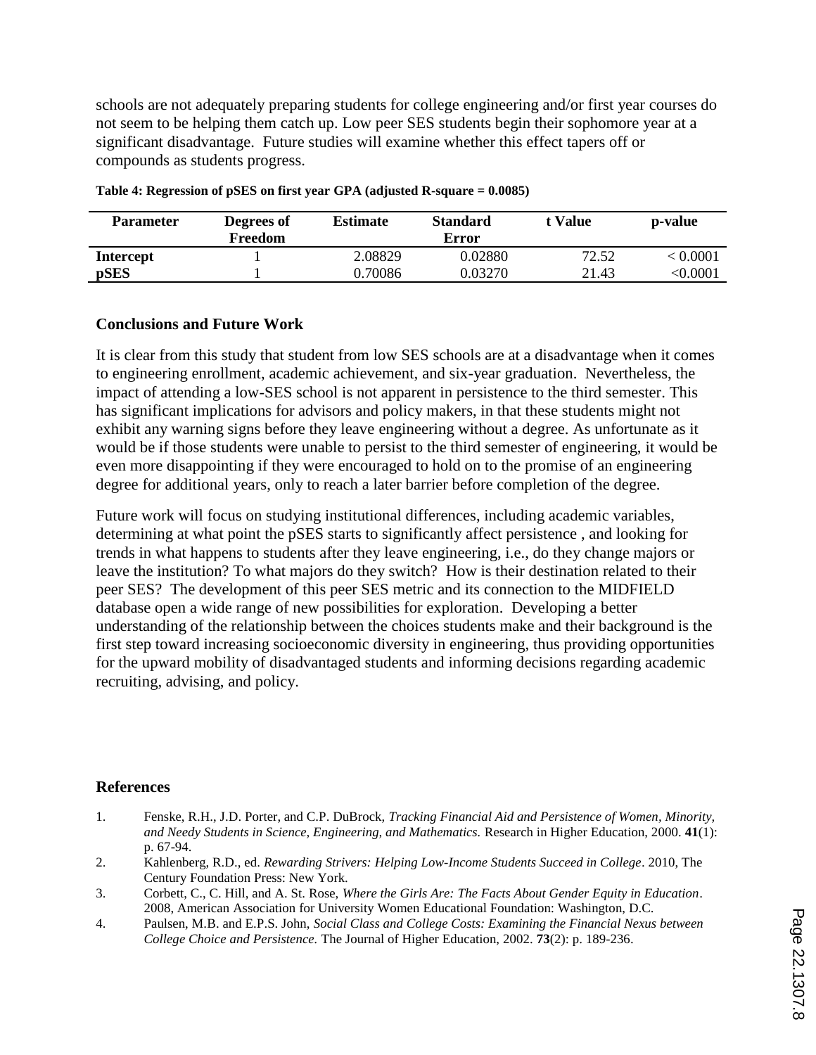schools are not adequately preparing students for college engineering and/or first year courses do not seem to be helping them catch up. Low peer SES students begin their sophomore year at a significant disadvantage. Future studies will examine whether this effect tapers off or compounds as students progress.

**Table 4: Regression of pSES on first year GPA (adjusted R-square = 0.0085)**

| Parameter | Degrees of Freedom | Estimate | Standard Error | t Value | p-value |
|---|---|---|---|---|---|
| **Intercept** | 1 | 2.08829 | 0.02880 | 72.52 | < 0.0001 |
| **pSES** | 1 | 0.70086 | 0.03270 | 21.43 | <0.0001 |

## Conclusions and Future Work

It is clear from this study that student from low SES schools are at a disadvantage when it comes to engineering enrollment, academic achievement, and six-year graduation. Nevertheless, the impact of attending a low-SES school is not apparent in persistence to the third semester. This has significant implications for advisors and policy makers, in that these students might not exhibit any warning signs before they leave engineering without a degree. As unfortunate as it would be if those students were unable to persist to the third semester of engineering, it would be even more disappointing if they were encouraged to hold on to the promise of an engineering degree for additional years, only to reach a later barrier before completion of the degree.

Future work will focus on studying institutional differences, including academic variables, determining at what point the pSES starts to significantly affect persistence , and looking for trends in what happens to students after they leave engineering, i.e., do they change majors or leave the institution? To what majors do they switch? How is their destination related to their peer SES? The development of this peer SES metric and its connection to the MIDFIELD database open a wide range of new possibilities for exploration. Developing a better understanding of the relationship between the choices students make and their background is the first step toward increasing socioeconomic diversity in engineering, thus providing opportunities for the upward mobility of disadvantaged students and informing decisions regarding academic recruiting, advising, and policy.

## References

1. Fenske, R.H., J.D. Porter, and C.P. DuBrock, *Tracking Financial Aid and Persistence of Women, Minority, and Needy Students in Science, Engineering, and Mathematics.* Research in Higher Education, 2000. **41**(1): p. 67-94.
2. Kahlenberg, R.D., ed. *Rewarding Strivers: Helping Low-Income Students Succeed in College*. 2010, The Century Foundation Press: New York.
3. Corbett, C., C. Hill, and A. St. Rose, *Where the Girls Are: The Facts About Gender Equity in Education*. 2008, American Association for University Women Educational Foundation: Washington, D.C.
4. Paulsen, M.B. and E.P.S. John, *Social Class and College Costs: Examining the Financial Nexus between College Choice and Persistence.* The Journal of Higher Education, 2002. **73**(2): p. 189-236.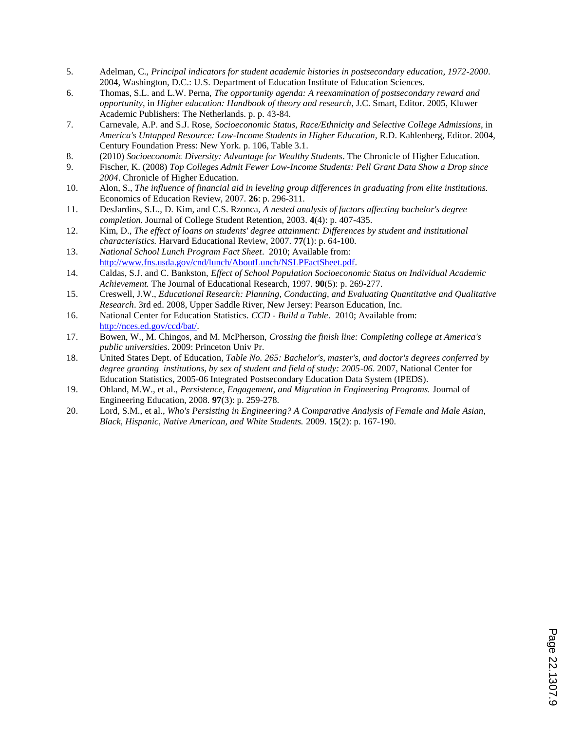5. Adelman, C., *Principal indicators for student academic histories in postsecondary education, 1972-2000*. 2004, Washington, D.C.: U.S. Department of Education Institute of Education Sciences.
6. Thomas, S.L. and L.W. Perna, *The opportunity agenda: A reexamination of postsecondary reward and opportunity*, in *Higher education: Handbook of theory and research*, J.C. Smart, Editor. 2005, Kluwer Academic Publishers: The Netherlands. p. p. 43-84.
7. Carnevale, A.P. and S.J. Rose, *Socioeconomic Status, Race/Ethnicity and Selective College Admissions*, in *America's Untapped Resource: Low-Income Students in Higher Education*, R.D. Kahlenberg, Editor. 2004, Century Foundation Press: New York. p. 106, Table 3.1.
8. (2010) *Socioeconomic Diversity: Advantage for Wealthy Students*. The Chronicle of Higher Education.
9. Fischer, K. (2008) *Top Colleges Admit Fewer Low-Income Students: Pell Grant Data Show a Drop since 2004*. Chronicle of Higher Education.
10. Alon, S., *The influence of financial aid in leveling group differences in graduating from elite institutions.* Economics of Education Review, 2007. **26**: p. 296-311.
11. DesJardins, S.L., D. Kim, and C.S. Rzonca, *A nested analysis of factors affecting bachelor's degree completion.* Journal of College Student Retention, 2003. **4**(4): p. 407-435.
12. Kim, D., *The effect of loans on students' degree attainment: Differences by student and institutional characteristics.* Harvard Educational Review, 2007. **77**(1): p. 64-100.
13. *National School Lunch Program Fact Sheet*. 2010; Available from: http://www.fns.usda.gov/cnd/lunch/AboutLunch/NSLPFactSheet.pdf.
14. Caldas, S.J. and C. Bankston, *Effect of School Population Socioeconomic Status on Individual Academic Achievement.* The Journal of Educational Research, 1997. **90**(5): p. 269-277.
15. Creswell, J.W., *Educational Research: Planning, Conducting, and Evaluating Quantitative and Qualitative Research*. 3rd ed. 2008, Upper Saddle River, New Jersey: Pearson Education, Inc.
16. National Center for Education Statistics. *CCD - Build a Table*. 2010; Available from: http://nces.ed.gov/ccd/bat/.
17. Bowen, W., M. Chingos, and M. McPherson, *Crossing the finish line: Completing college at America's public universities*. 2009: Princeton Univ Pr.
18. United States Dept. of Education, *Table No. 265: Bachelor's, master's, and doctor's degrees conferred by degree granting institutions, by sex of student and field of study: 2005-06*. 2007, National Center for Education Statistics, 2005-06 Integrated Postsecondary Education Data System (IPEDS).
19. Ohland, M.W., et al., *Persistence, Engagement, and Migration in Engineering Programs.* Journal of Engineering Education, 2008. **97**(3): p. 259-278.
20. Lord, S.M., et al., *Who's Persisting in Engineering? A Comparative Analysis of Female and Male Asian, Black, Hispanic, Native American, and White Students.* 2009. **15**(2): p. 167-190.